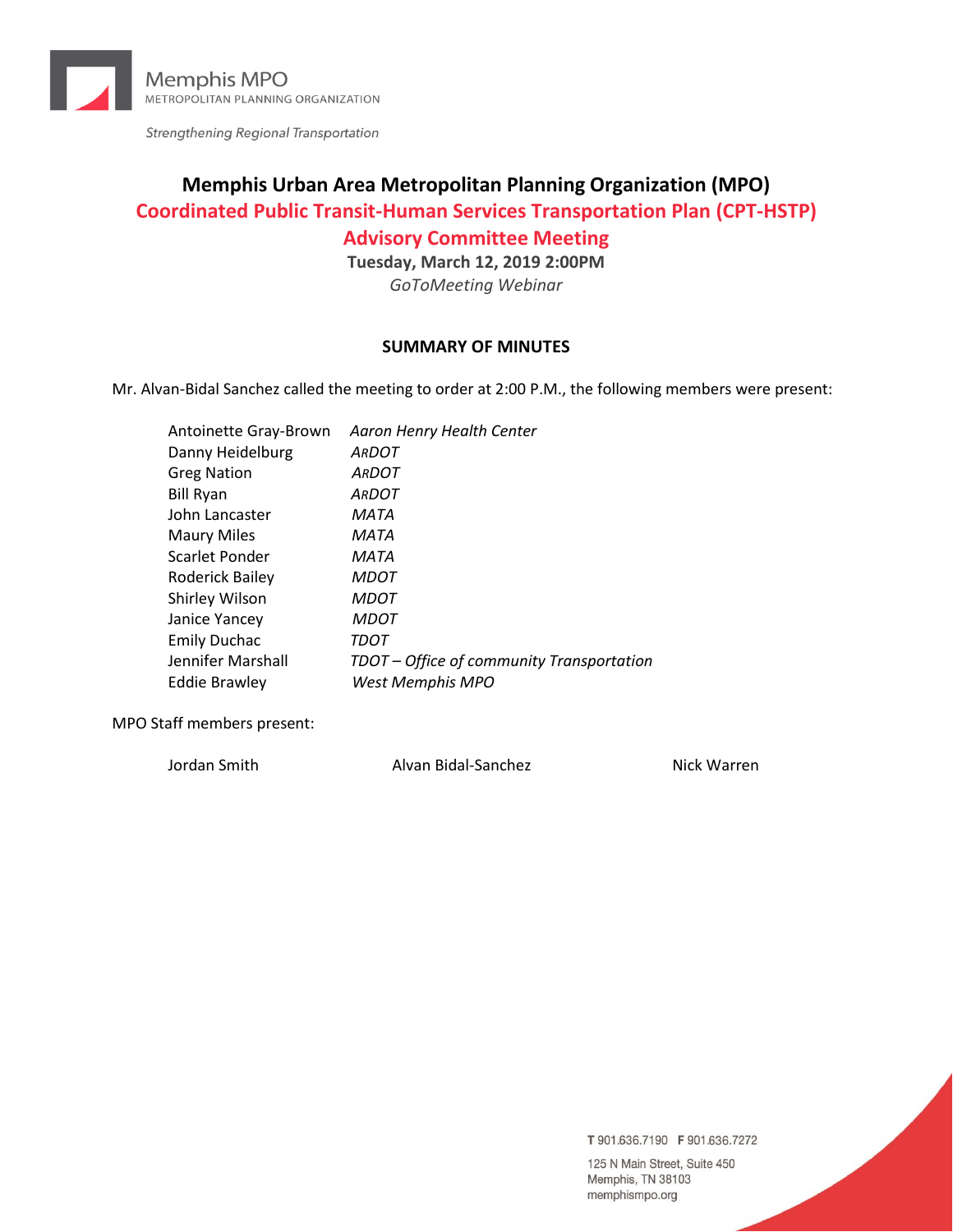Memphis MPO
METROPOLITAN PLANNING ORGANIZATION

*Strengthening Regional Transportation*

# Memphis Urban Area Metropolitan Planning Organization (MPO)

## Coordinated Public Transit-Human Services Transportation Plan (CPT-HSTP)

## Advisory Committee Meeting

**Tuesday, March 12, 2019 2:00PM**

*GoToMeeting Webinar*

### SUMMARY OF MINUTES

Mr. Alvan-Bidal Sanchez called the meeting to order at 2:00 P.M., the following members were present:

| | |
|---|---|
| Antoinette Gray-Brown | *Aaron Henry Health Center* |
| Danny Heidelburg | *ARDOT* |
| Greg Nation | *ARDOT* |
| Bill Ryan | *ARDOT* |
| John Lancaster | *MATA* |
| Maury Miles | *MATA* |
| Scarlet Ponder | *MATA* |
| Roderick Bailey | *MDOT* |
| Shirley Wilson | *MDOT* |
| Janice Yancey | *MDOT* |
| Emily Duchac | *TDOT* |
| Jennifer Marshall | *TDOT – Office of community Transportation* |
| Eddie Brawley | *West Memphis MPO* |

MPO Staff members present:

Jordan Smith    Alvan Bidal-Sanchez    Nick Warren

T 901.636.7190 F 901.636.7272
125 N Main Street, Suite 450
Memphis, TN 38103
memphismpo.org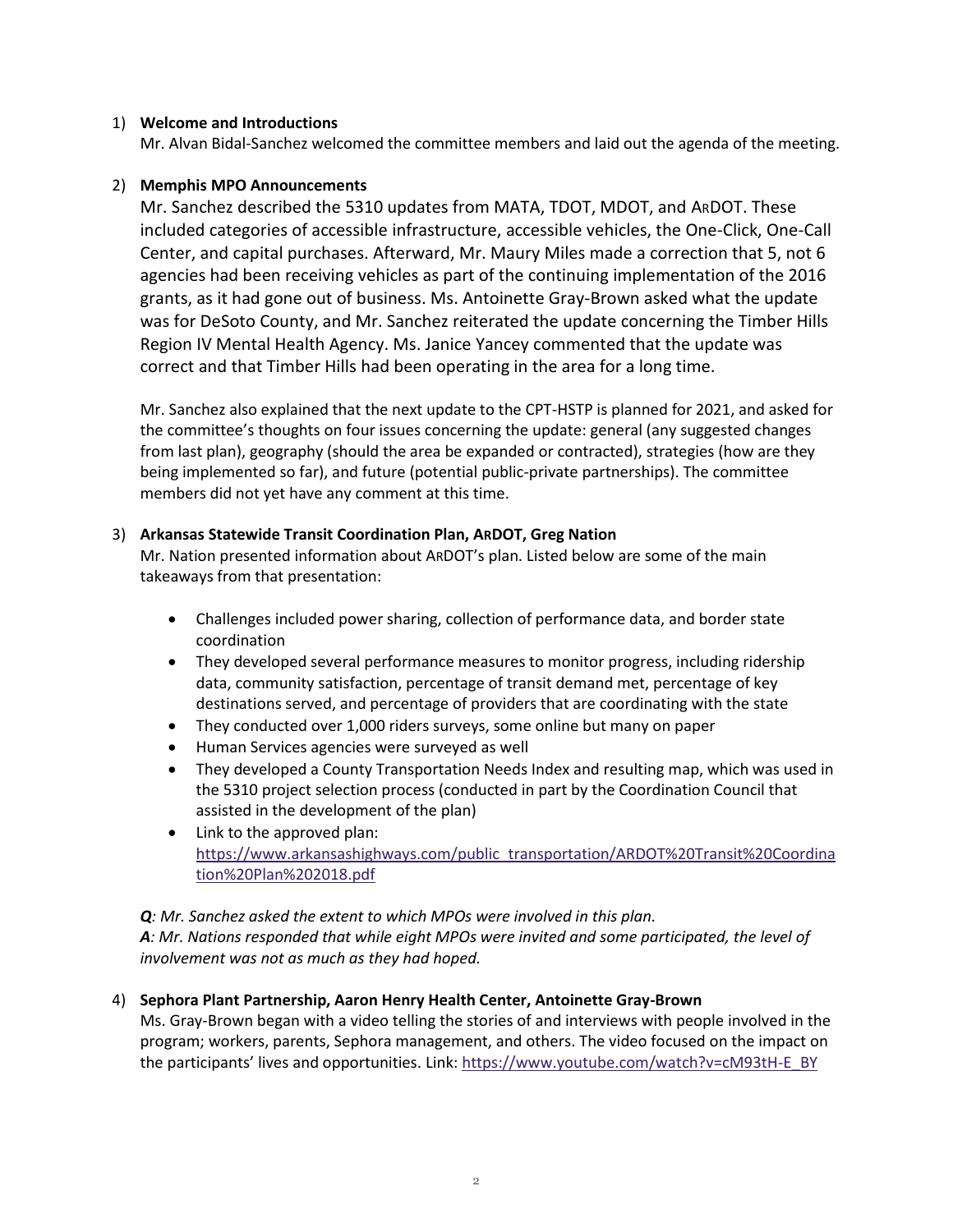1) **Welcome and Introductions**

   Mr. Alvan Bidal-Sanchez welcomed the committee members and laid out the agenda of the meeting.

2) **Memphis MPO Announcements**

   Mr. Sanchez described the 5310 updates from MATA, TDOT, MDOT, and ARDOT. These included categories of accessible infrastructure, accessible vehicles, the One-Click, One-Call Center, and capital purchases. Afterward, Mr. Maury Miles made a correction that 5, not 6 agencies had been receiving vehicles as part of the continuing implementation of the 2016 grants, as it had gone out of business. Ms. Antoinette Gray-Brown asked what the update was for DeSoto County, and Mr. Sanchez reiterated the update concerning the Timber Hills Region IV Mental Health Agency. Ms. Janice Yancey commented that the update was correct and that Timber Hills had been operating in the area for a long time.

   Mr. Sanchez also explained that the next update to the CPT-HSTP is planned for 2021, and asked for the committee's thoughts on four issues concerning the update: general (any suggested changes from last plan), geography (should the area be expanded or contracted), strategies (how are they being implemented so far), and future (potential public-private partnerships). The committee members did not yet have any comment at this time.

3) **Arkansas Statewide Transit Coordination Plan, ARDOT, Greg Nation**

   Mr. Nation presented information about ARDOT's plan. Listed below are some of the main takeaways from that presentation:

   - Challenges included power sharing, collection of performance data, and border state coordination
   - They developed several performance measures to monitor progress, including ridership data, community satisfaction, percentage of transit demand met, percentage of key destinations served, and percentage of providers that are coordinating with the state
   - They conducted over 1,000 riders surveys, some online but many on paper
   - Human Services agencies were surveyed as well
   - They developed a County Transportation Needs Index and resulting map, which was used in the 5310 project selection process (conducted in part by the Coordination Council that assisted in the development of the plan)
   - Link to the approved plan: https://www.arkansashighways.com/public_transportation/ARDOT%20Transit%20Coordination%20Plan%202018.pdf

   ***Q****: Mr. Sanchez asked the extent to which MPOs were involved in this plan.*
   ***A****: Mr. Nations responded that while eight MPOs were invited and some participated, the level of involvement was not as much as they had hoped.*

4) **Sephora Plant Partnership, Aaron Henry Health Center, Antoinette Gray-Brown**

   Ms. Gray-Brown began with a video telling the stories of and interviews with people involved in the program; workers, parents, Sephora management, and others. The video focused on the impact on the participants' lives and opportunities. Link: https://www.youtube.com/watch?v=cM93tH-E_BY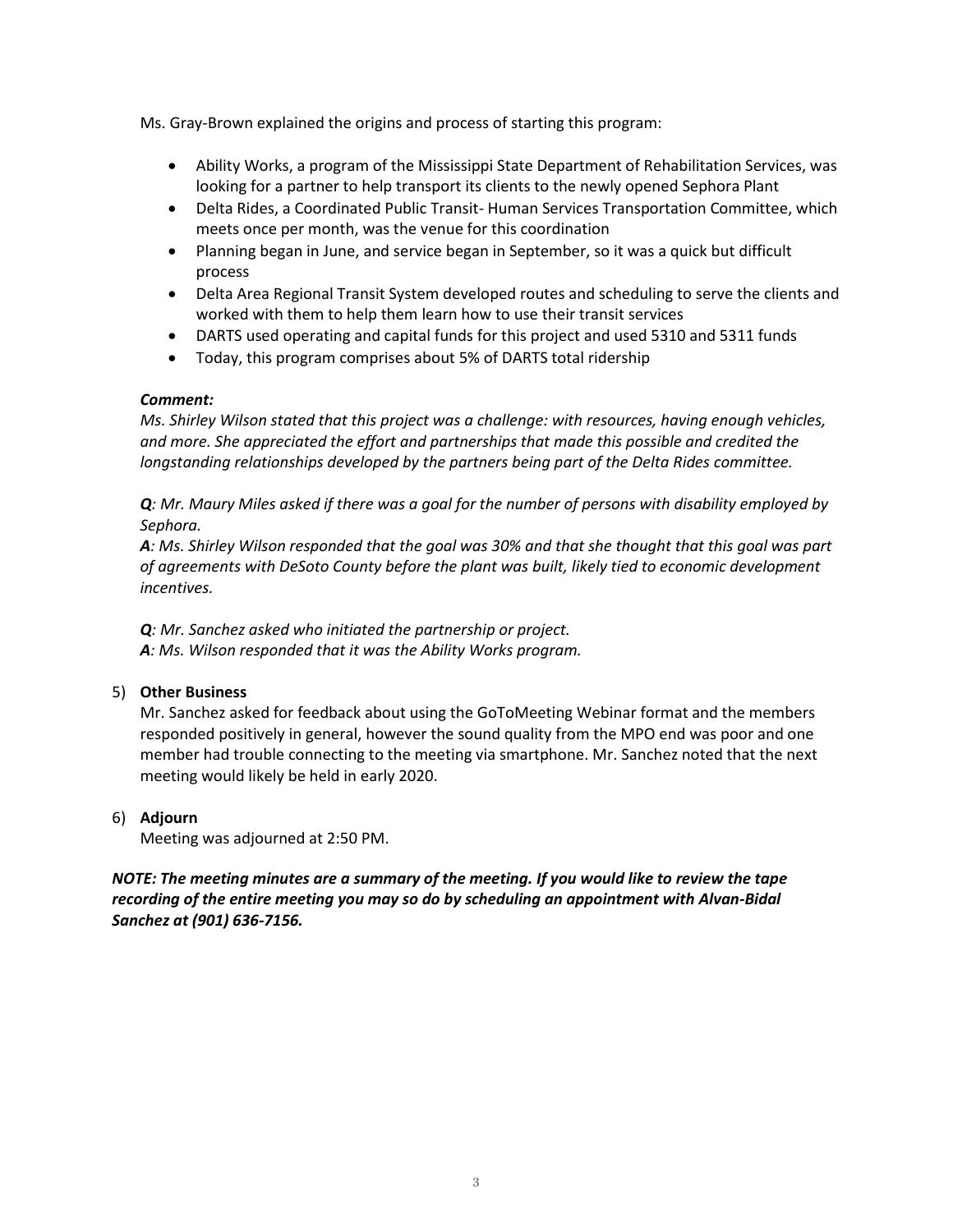Ms. Gray-Brown explained the origins and process of starting this program:

- Ability Works, a program of the Mississippi State Department of Rehabilitation Services, was looking for a partner to help transport its clients to the newly opened Sephora Plant
- Delta Rides, a Coordinated Public Transit- Human Services Transportation Committee, which meets once per month, was the venue for this coordination
- Planning began in June, and service began in September, so it was a quick but difficult process
- Delta Area Regional Transit System developed routes and scheduling to serve the clients and worked with them to help them learn how to use their transit services
- DARTS used operating and capital funds for this project and used 5310 and 5311 funds
- Today, this program comprises about 5% of DARTS total ridership

***Comment:***
*Ms. Shirley Wilson stated that this project was a challenge: with resources, having enough vehicles, and more. She appreciated the effort and partnerships that made this possible and credited the longstanding relationships developed by the partners being part of the Delta Rides committee.*

***Q**: Mr. Maury Miles asked if there was a goal for the number of persons with disability employed by Sephora.*
***A**: Ms. Shirley Wilson responded that the goal was 30% and that she thought that this goal was part of agreements with DeSoto County before the plant was built, likely tied to economic development incentives.*

***Q**: Mr. Sanchez asked who initiated the partnership or project.*
***A**: Ms. Wilson responded that it was the Ability Works program.*

5) **Other Business**
   Mr. Sanchez asked for feedback about using the GoToMeeting Webinar format and the members responded positively in general, however the sound quality from the MPO end was poor and one member had trouble connecting to the meeting via smartphone. Mr. Sanchez noted that the next meeting would likely be held in early 2020.

6) **Adjourn**
   Meeting was adjourned at 2:50 PM.

***NOTE: The meeting minutes are a summary of the meeting. If you would like to review the tape recording of the entire meeting you may so do by scheduling an appointment with Alvan-Bidal Sanchez at (901) 636-7156.***